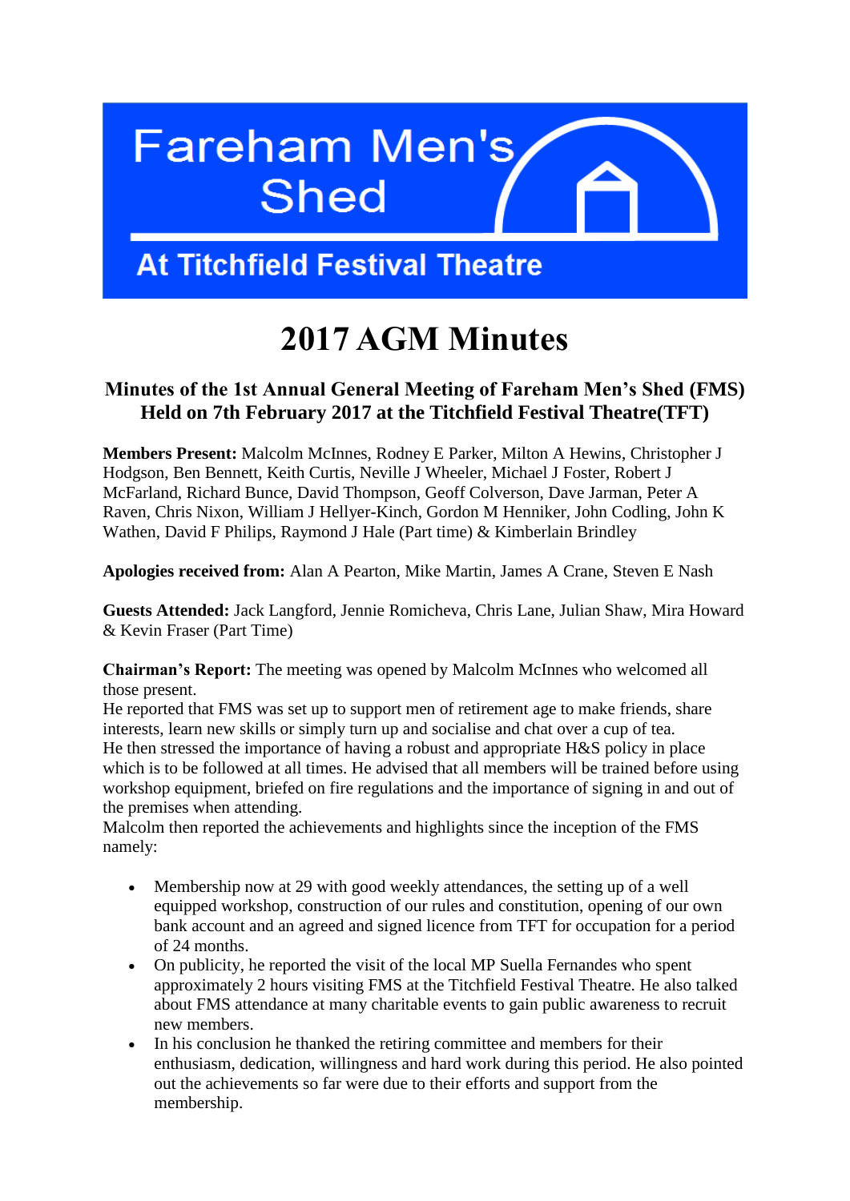Fareham Men's Shed

At Titchfield Festival Theatre

# 2017 AGM Minutes

### Minutes of the 1st Annual General Meeting of Fareham Men's Shed (FMS) Held on 7th February 2017 at the Titchfield Festival Theatre(TFT)

**Members Present:** Malcolm McInnes, Rodney E Parker, Milton A Hewins, Christopher J Hodgson, Ben Bennett, Keith Curtis, Neville J Wheeler, Michael J Foster, Robert J McFarland, Richard Bunce, David Thompson, Geoff Colverson, Dave Jarman, Peter A Raven, Chris Nixon, William J Hellyer-Kinch, Gordon M Henniker, John Codling, John K Wathen, David F Philips, Raymond J Hale (Part time) & Kimberlain Brindley

**Apologies received from:** Alan A Pearton, Mike Martin, James A Crane, Steven E Nash

**Guests Attended:** Jack Langford, Jennie Romicheva, Chris Lane, Julian Shaw, Mira Howard & Kevin Fraser (Part Time)

**Chairman's Report:** The meeting was opened by Malcolm McInnes who welcomed all those present.
He reported that FMS was set up to support men of retirement age to make friends, share interests, learn new skills or simply turn up and socialise and chat over a cup of tea.
He then stressed the importance of having a robust and appropriate H&S policy in place which is to be followed at all times. He advised that all members will be trained before using workshop equipment, briefed on fire regulations and the importance of signing in and out of the premises when attending.
Malcolm then reported the achievements and highlights since the inception of the FMS namely:

- Membership now at 29 with good weekly attendances, the setting up of a well equipped workshop, construction of our rules and constitution, opening of our own bank account and an agreed and signed licence from TFT for occupation for a period of 24 months.
- On publicity, he reported the visit of the local MP Suella Fernandes who spent approximately 2 hours visiting FMS at the Titchfield Festival Theatre. He also talked about FMS attendance at many charitable events to gain public awareness to recruit new members.
- In his conclusion he thanked the retiring committee and members for their enthusiasm, dedication, willingness and hard work during this period. He also pointed out the achievements so far were due to their efforts and support from the membership.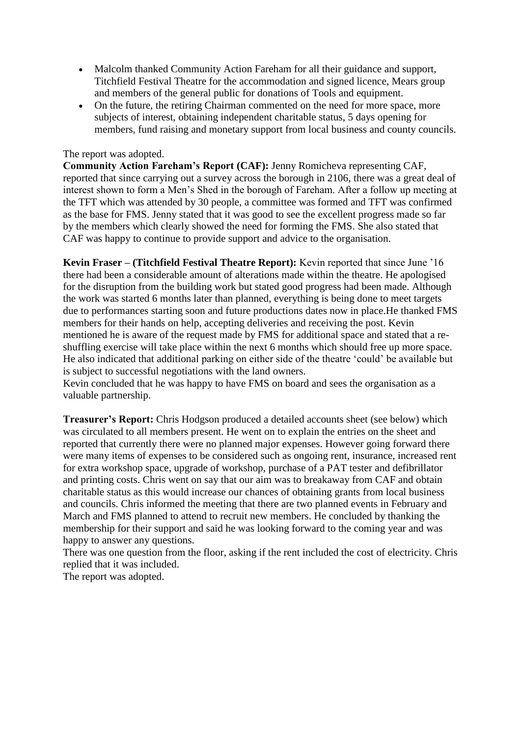- Malcolm thanked Community Action Fareham for all their guidance and support, Titchfield Festival Theatre for the accommodation and signed licence, Mears group and members of the general public for donations of Tools and equipment.
- On the future, the retiring Chairman commented on the need for more space, more subjects of interest, obtaining independent charitable status, 5 days opening for members, fund raising and monetary support from local business and county councils.

The report was adopted.

**Community Action Fareham's Report (CAF):** Jenny Romicheva representing CAF, reported that since carrying out a survey across the borough in 2106, there was a great deal of interest shown to form a Men's Shed in the borough of Fareham. After a follow up meeting at the TFT which was attended by 30 people, a committee was formed and TFT was confirmed as the base for FMS. Jenny stated that it was good to see the excellent progress made so far by the members which clearly showed the need for forming the FMS. She also stated that CAF was happy to continue to provide support and advice to the organisation.

**Kevin Fraser – (Titchfield Festival Theatre Report):** Kevin reported that since June '16 there had been a considerable amount of alterations made within the theatre. He apologised for the disruption from the building work but stated good progress had been made. Although the work was started 6 months later than planned, everything is being done to meet targets due to performances starting soon and future productions dates now in place.He thanked FMS members for their hands on help, accepting deliveries and receiving the post. Kevin mentioned he is aware of the request made by FMS for additional space and stated that a re-shuffling exercise will take place within the next 6 months which should free up more space. He also indicated that additional parking on either side of the theatre 'could' be available but is subject to successful negotiations with the land owners.
Kevin concluded that he was happy to have FMS on board and sees the organisation as a valuable partnership.

**Treasurer's Report:** Chris Hodgson produced a detailed accounts sheet (see below) which was circulated to all members present. He went on to explain the entries on the sheet and reported that currently there were no planned major expenses. However going forward there were many items of expenses to be considered such as ongoing rent, insurance, increased rent for extra workshop space, upgrade of workshop, purchase of a PAT tester and defibrillator and printing costs. Chris went on say that our aim was to breakaway from CAF and obtain charitable status as this would increase our chances of obtaining grants from local business and councils. Chris informed the meeting that there are two planned events in February and March and FMS planned to attend to recruit new members. He concluded by thanking the membership for their support and said he was looking forward to the coming year and was happy to answer any questions.
There was one question from the floor, asking if the rent included the cost of electricity. Chris replied that it was included.
The report was adopted.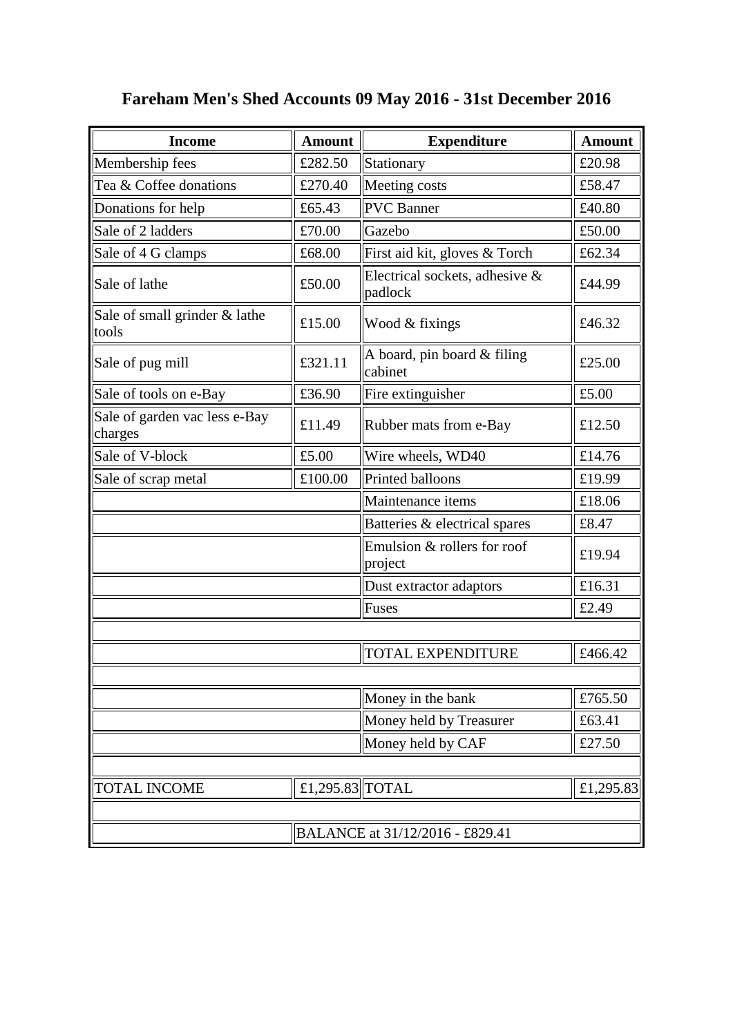# Fareham Men's Shed Accounts 09 May 2016 - 31st December 2016

| Income | Amount | Expenditure | Amount |
|---|---|---|---|
| Membership fees | £282.50 | Stationary | £20.98 |
| Tea & Coffee donations | £270.40 | Meeting costs | £58.47 |
| Donations for help | £65.43 | PVC Banner | £40.80 |
| Sale of 2 ladders | £70.00 | Gazebo | £50.00 |
| Sale of 4 G clamps | £68.00 | First aid kit, gloves & Torch | £62.34 |
| Sale of lathe | £50.00 | Electrical sockets, adhesive & padlock | £44.99 |
| Sale of small grinder & lathe tools | £15.00 | Wood & fixings | £46.32 |
| Sale of pug mill | £321.11 | A board, pin board & filing cabinet | £25.00 |
| Sale of tools on e-Bay | £36.90 | Fire extinguisher | £5.00 |
| Sale of garden vac less e-Bay charges | £11.49 | Rubber mats from e-Bay | £12.50 |
| Sale of V-block | £5.00 | Wire wheels, WD40 | £14.76 |
| Sale of scrap metal | £100.00 | Printed balloons | £19.99 |
| | | Maintenance items | £18.06 |
| | | Batteries & electrical spares | £8.47 |
| | | Emulsion & rollers for roof project | £19.94 |
| | | Dust extractor adaptors | £16.31 |
| | | Fuses | £2.49 |
| | | | |
| | | TOTAL EXPENDITURE | £466.42 |
| | | | |
| | | Money in the bank | £765.50 |
| | | Money held by Treasurer | £63.41 |
| | | Money held by CAF | £27.50 |
| | | | |
| TOTAL INCOME | £1,295.83 | TOTAL | £1,295.83 |
| | | | |
| | BALANCE at 31/12/2016 - £829.41 | | |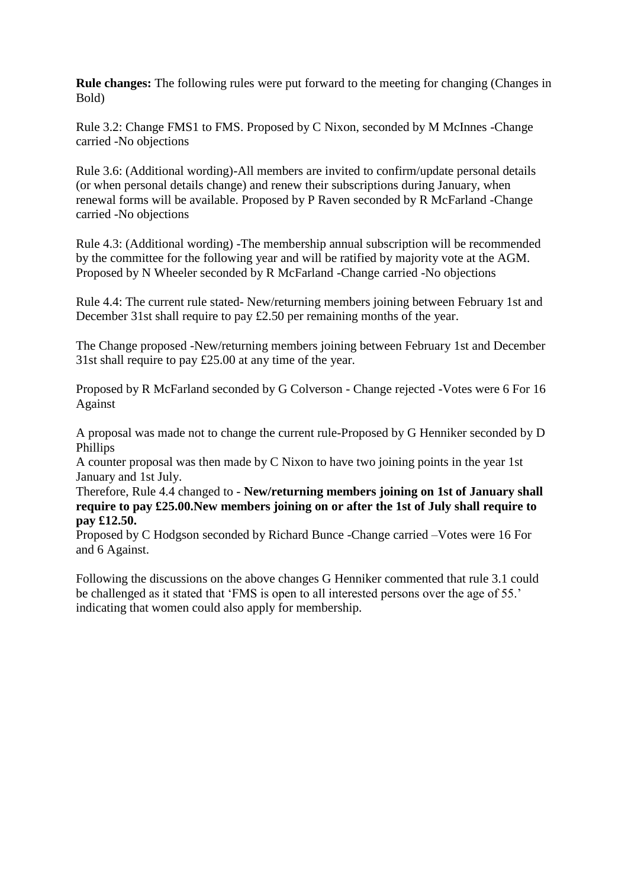**Rule changes:** The following rules were put forward to the meeting for changing (Changes in Bold)

Rule 3.2: Change FMS1 to FMS. Proposed by C Nixon, seconded by M McInnes -Change carried -No objections

Rule 3.6: (Additional wording)-All members are invited to confirm/update personal details (or when personal details change) and renew their subscriptions during January, when renewal forms will be available. Proposed by P Raven seconded by R McFarland -Change carried -No objections

Rule 4.3: (Additional wording) -The membership annual subscription will be recommended by the committee for the following year and will be ratified by majority vote at the AGM. Proposed by N Wheeler seconded by R McFarland -Change carried -No objections

Rule 4.4: The current rule stated- New/returning members joining between February 1st and December 31st shall require to pay £2.50 per remaining months of the year.

The Change proposed -New/returning members joining between February 1st and December 31st shall require to pay £25.00 at any time of the year.

Proposed by R McFarland seconded by G Colverson - Change rejected -Votes were 6 For 16 Against

A proposal was made not to change the current rule-Proposed by G Henniker seconded by D Phillips
A counter proposal was then made by C Nixon to have two joining points in the year 1st January and 1st July.
Therefore, Rule 4.4 changed to - **New/returning members joining on 1st of January shall require to pay £25.00.New members joining on or after the 1st of July shall require to pay £12.50.**
Proposed by C Hodgson seconded by Richard Bunce -Change carried –Votes were 16 For and 6 Against.

Following the discussions on the above changes G Henniker commented that rule 3.1 could be challenged as it stated that 'FMS is open to all interested persons over the age of 55.' indicating that women could also apply for membership.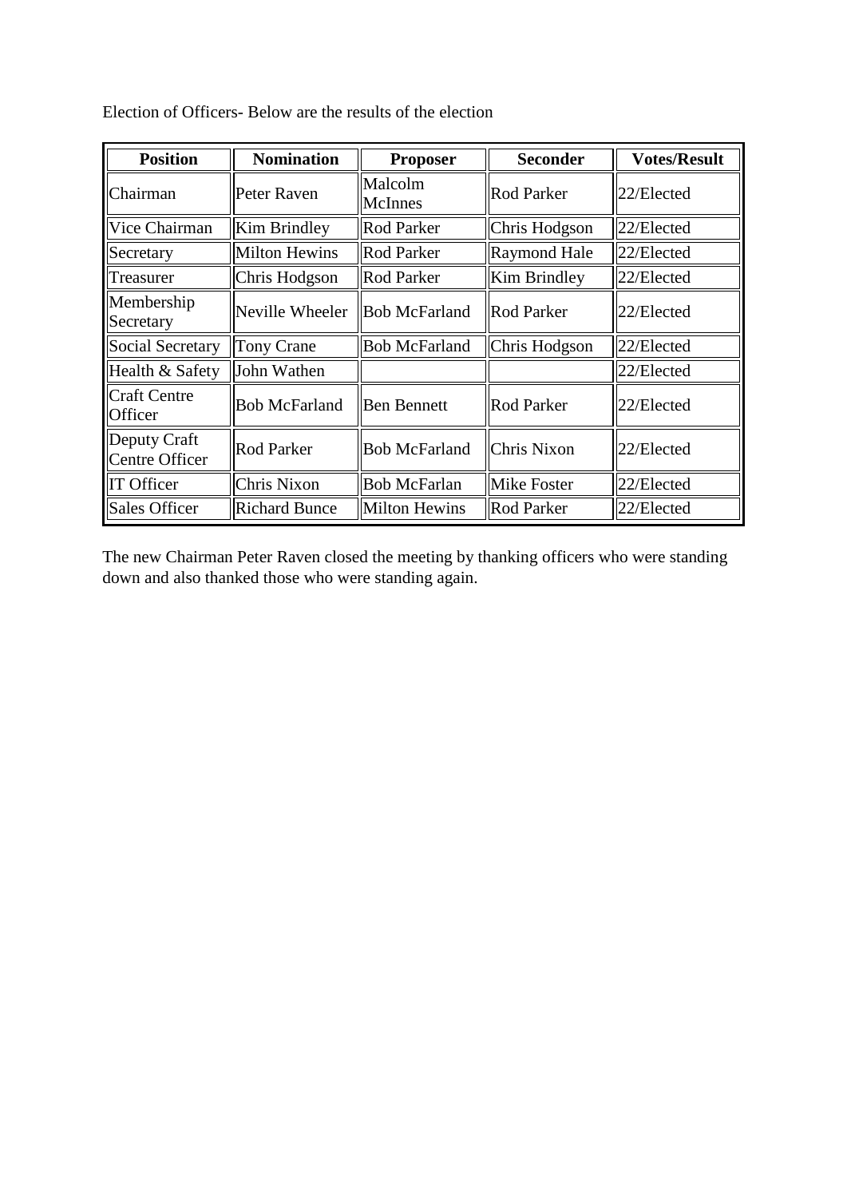Election of Officers- Below are the results of the election

| Position | Nomination | Proposer | Seconder | Votes/Result |
|---|---|---|---|---|
| Chairman | Peter Raven | Malcolm McInnes | Rod Parker | 22/Elected |
| Vice Chairman | Kim Brindley | Rod Parker | Chris Hodgson | 22/Elected |
| Secretary | Milton Hewins | Rod Parker | Raymond Hale | 22/Elected |
| Treasurer | Chris Hodgson | Rod Parker | Kim Brindley | 22/Elected |
| Membership Secretary | Neville Wheeler | Bob McFarland | Rod Parker | 22/Elected |
| Social Secretary | Tony Crane | Bob McFarland | Chris Hodgson | 22/Elected |
| Health & Safety | John Wathen | | | 22/Elected |
| Craft Centre Officer | Bob McFarland | Ben Bennett | Rod Parker | 22/Elected |
| Deputy Craft Centre Officer | Rod Parker | Bob McFarland | Chris Nixon | 22/Elected |
| IT Officer | Chris Nixon | Bob McFarlan | Mike Foster | 22/Elected |
| Sales Officer | Richard Bunce | Milton Hewins | Rod Parker | 22/Elected |

The new Chairman Peter Raven closed the meeting by thanking officers who were standing down and also thanked those who were standing again.